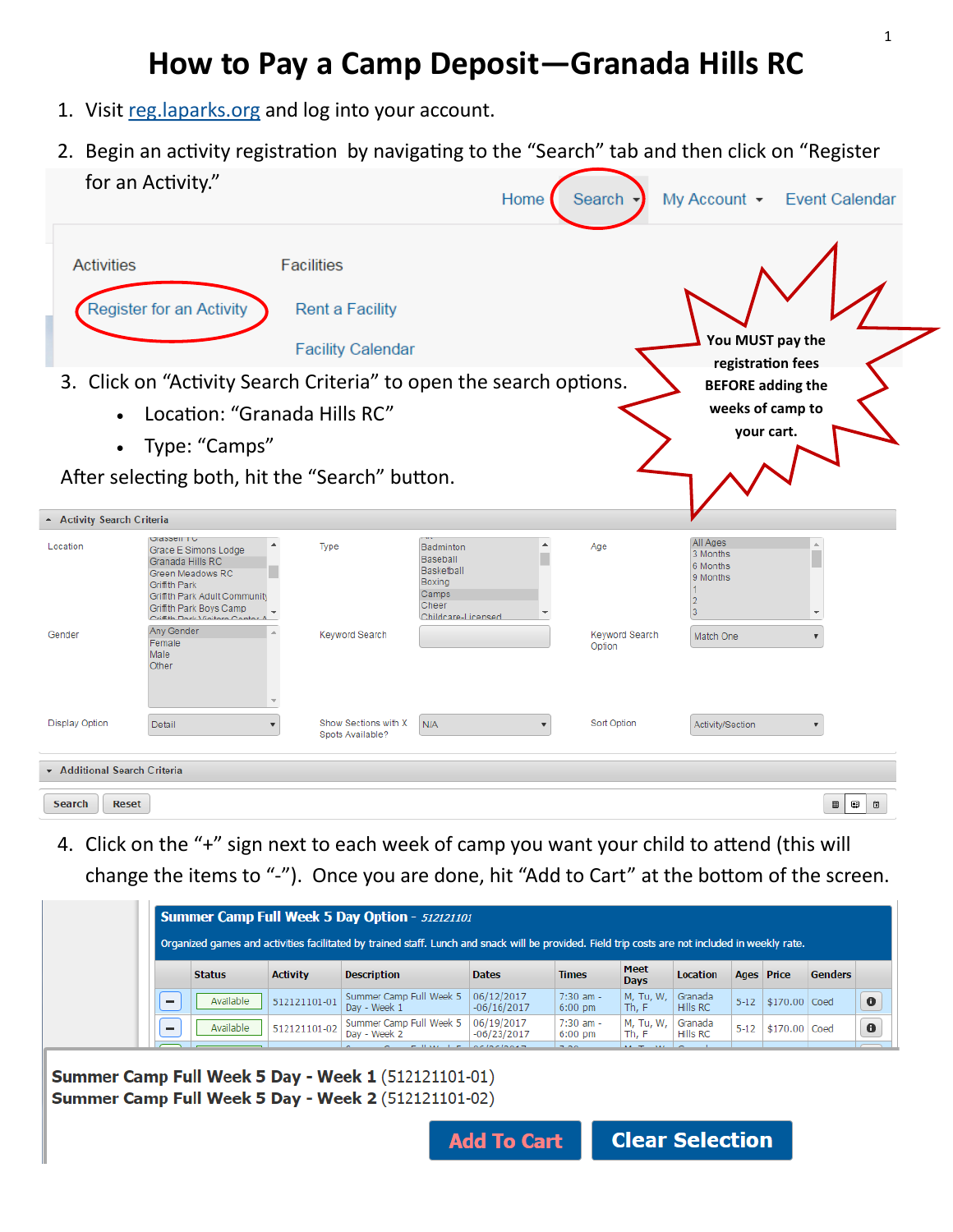# How to Pay a Camp Deposit—Granada Hills RC

1. Visit reg.laparks.org and log into your account.
2. Begin an activity registration by navigating to the "Search" tab and then click on "Register for an Activity."

Home | Search | My Account | Event Calendar

Activities: Register for an Activity

Facilities: Rent a Facility, Facility Calendar

**You MUST pay the registration fees BEFORE adding the weeks of camp to your cart.**

3. Click on "Activity Search Criteria" to open the search options.
   - Location: "Granada Hills RC"
   - Type: "Camps"

After selecting both, hit the "Search" button.

4. Click on the "+" sign next to each week of camp you want your child to attend (this will change the items to "-"). Once you are done, hit "Add to Cart" at the bottom of the screen.

**Summer Camp Full Week 5 Day Option** - *512121101*

Organized games and activities facilitated by trained staff. Lunch and snack will be provided. Field trip costs are not included in weekly rate.

| | Status | Activity | Description | Dates | Times | Meet Days | Location | Ages | Price | Genders |
|---|---|---|---|---|---|---|---|---|---|---|
| - | Available | 512121101-01 | Summer Camp Full Week 5 Day - Week 1 | 06/12/2017 -06/16/2017 | 7:30 am - 6:00 pm | M, Tu, W, Th, F | Granada Hills RC | 5-12 | $170.00 | Coed |
| - | Available | 512121101-02 | Summer Camp Full Week 5 Day - Week 2 | 06/19/2017 -06/23/2017 | 7:30 am - 6:00 pm | M, Tu, W, Th, F | Granada Hills RC | 5-12 | $170.00 | Coed |

**Summer Camp Full Week 5 Day - Week 1** (512121101-01)
**Summer Camp Full Week 5 Day - Week 2** (512121101-02)

Add To Cart | Clear Selection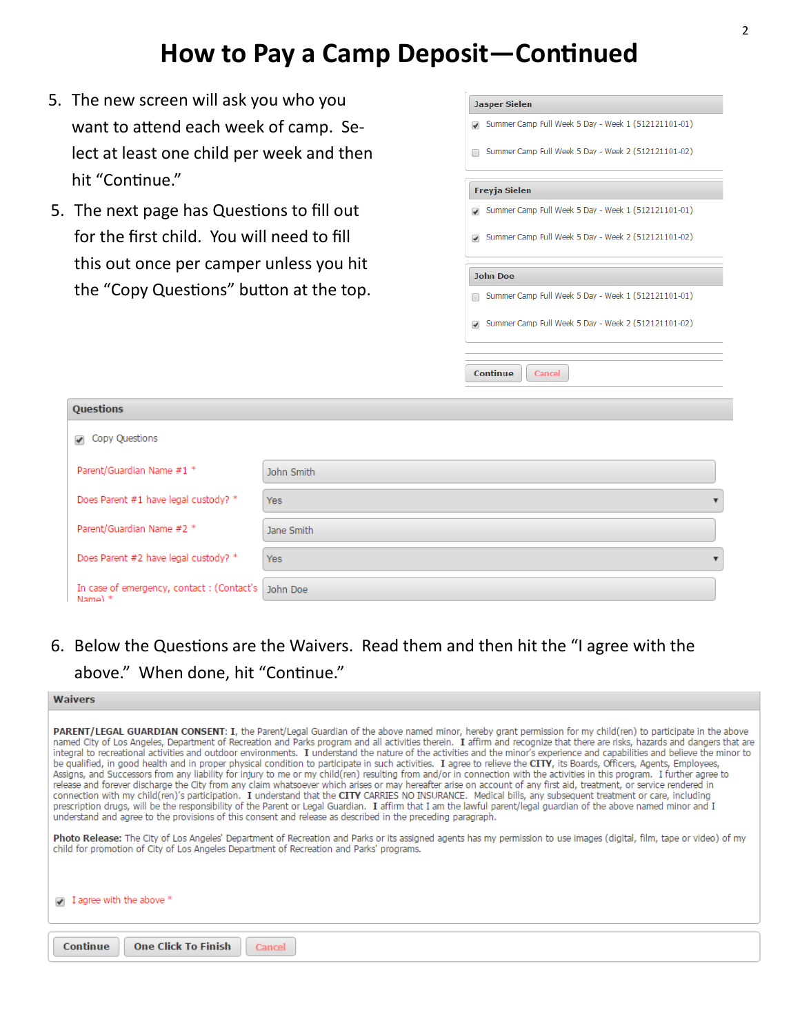# How to Pay a Camp Deposit—Continued

5. The new screen will ask you who you want to attend each week of camp. Select at least one child per week and then hit "Continue."

5. The next page has Questions to fill out for the first child. You will need to fill this out once per camper unless you hit the "Copy Questions" button at the top.

**Jasper Sielen**

- [x] Summer Camp Full Week 5 Day - Week 1 (512121101-01)
- [ ] Summer Camp Full Week 5 Day - Week 2 (512121101-02)

**Freyja Sielen**

- [x] Summer Camp Full Week 5 Day - Week 1 (512121101-01)
- [x] Summer Camp Full Week 5 Day - Week 2 (512121101-02)

**John Doe**

- [ ] Summer Camp Full Week 5 Day - Week 1 (512121101-01)
- [x] Summer Camp Full Week 5 Day - Week 2 (512121101-02)

Continue | Cancel

**Questions**

- [x] Copy Questions

| | |
|---|---|
| Parent/Guardian Name #1 * | John Smith |
| Does Parent #1 have legal custody? * | Yes |
| Parent/Guardian Name #2 * | Jane Smith |
| Does Parent #2 have legal custody? * | Yes |
| In case of emergency, contact : (Contact's Name) * | John Doe |

6. Below the Questions are the Waivers. Read them and then hit the "I agree with the above." When done, hit "Continue."

**Waivers**

**PARENT/LEGAL GUARDIAN CONSENT**: **I**, the Parent/Legal Guardian of the above named minor, hereby grant permission for my child(ren) to participate in the above named City of Los Angeles, Department of Recreation and Parks program and all activities therein. **I** affirm and recognize that there are risks, hazards and dangers that are integral to recreational activities and outdoor environments. **I** understand the nature of the activities and the minor's experience and capabilities and believe the minor to be qualified, in good health and in proper physical condition to participate in such activities. **I** agree to relieve the **CITY**, its Boards, Officers, Agents, Employees, Assigns, and Successors from any liability for injury to me or my child(ren) resulting from and/or in connection with the activities in this program. I further agree to release and forever discharge the City from any claim whatsoever which arises or may hereafter arise on account of any first aid, treatment, or service rendered in connection with my child(ren)'s participation. **I** understand that the **CITY** CARRIES NO INSURANCE. Medical bills, any subsequent treatment or care, including prescription drugs, will be the responsibility of the Parent or Legal Guardian. **I** affirm that I am the lawful parent/legal guardian of the above named minor and I understand and agree to the provisions of this consent and release as described in the preceding paragraph.

**Photo Release:** The City of Los Angeles' Department of Recreation and Parks or its assigned agents has my permission to use images (digital, film, tape or video) of my child for promotion of City of Los Angeles Department of Recreation and Parks' programs.

- [x] I agree with the above *

Continue | One Click To Finish | Cancel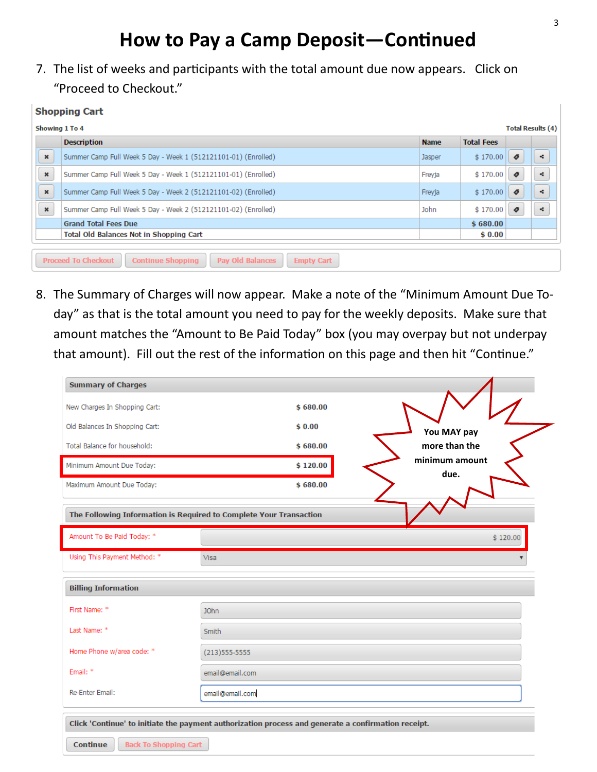# How to Pay a Camp Deposit—Continued

7. The list of weeks and participants with the total amount due now appears. Click on "Proceed to Checkout."

**Shopping Cart**

Showing 1 To 4 | Total Results (4)

| | Description | Name | Total Fees | | |
|---|---|---|---|---|---|
| × | Summer Camp Full Week 5 Day - Week 1 (512121101-01) (Enrolled) | Jasper | $ 170.00 | | |
| × | Summer Camp Full Week 5 Day - Week 1 (512121101-01) (Enrolled) | Freyja | $ 170.00 | | |
| × | Summer Camp Full Week 5 Day - Week 2 (512121101-02) (Enrolled) | Freyja | $ 170.00 | | |
| × | Summer Camp Full Week 5 Day - Week 2 (512121101-02) (Enrolled) | John | $ 170.00 | | |
| | **Grand Total Fees Due** | | **$ 680.00** | | |
| | **Total Old Balances Not in Shopping Cart** | | **$ 0.00** | | |

Proceed To Checkout | Continue Shopping | Pay Old Balances | Empty Cart

8. The Summary of Charges will now appear. Make a note of the "Minimum Amount Due Today" as that is the total amount you need to pay for the weekly deposits. Make sure that amount matches the "Amount to Be Paid Today" box (you may overpay but not underpay that amount). Fill out the rest of the information on this page and then hit "Continue."

**Summary of Charges**

| | |
|---|---|
| New Charges In Shopping Cart: | **$ 680.00** |
| Old Balances In Shopping Cart: | **$ 0.00** |
| Total Balance for household: | **$ 680.00** |
| Minimum Amount Due Today: | **$ 120.00** |
| Maximum Amount Due Today: | **$ 680.00** |

**You MAY pay more than the minimum amount due.**

**The Following Information is Required to Complete Your Transaction**

| | |
|---|---|
| Amount To Be Paid Today: * | $ 120.00 |
| Using This Payment Method: * | Visa |

**Billing Information**

| | |
|---|---|
| First Name: * | JOhn |
| Last Name: * | Smith |
| Home Phone w/area code: * | (213)555-5555 |
| Email: * | email@email.com |
| Re-Enter Email: | email@email.com |

**Click 'Continue' to initiate the payment authorization process and generate a confirmation receipt.**

Continue | Back To Shopping Cart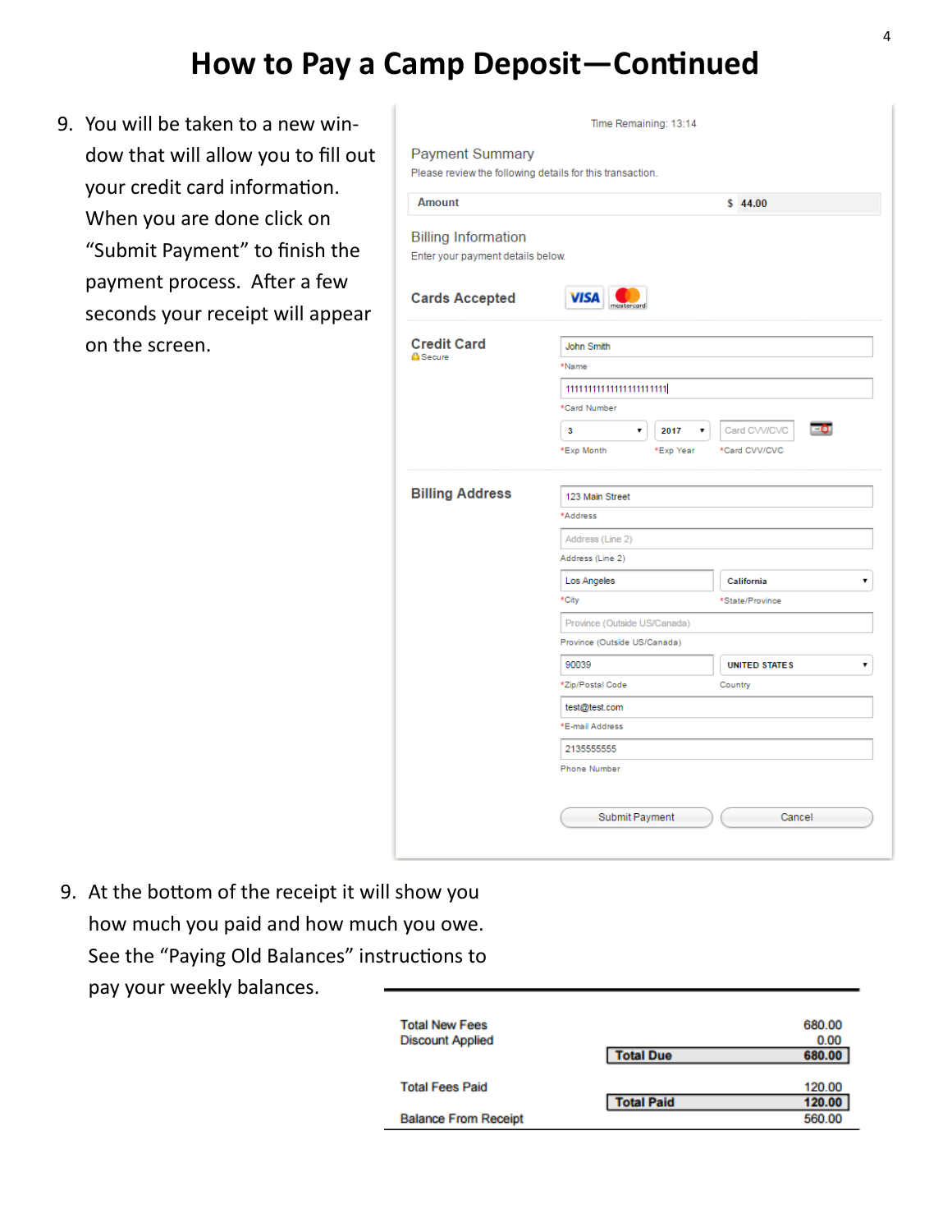# How to Pay a Camp Deposit—Continued

9. You will be taken to a new window that will allow you to fill out your credit card information. When you are done click on "Submit Payment" to finish the payment process. After a few seconds your receipt will appear on the screen.

Time Remaining: 13:14

Payment Summary

Please review the following details for this transaction.

| | |
|---|---|
| Amount | $ 44.00 |

Billing Information

Enter your payment details below.

**Cards Accepted**

**Credit Card**

Secure

John Smith

*Name

1111111111111111111111

*Card Number

3 | 2017 | Card CVV/CVC

*Exp Month | *Exp Year | *Card CVV/CVC

**Billing Address**

123 Main Street

*Address

Address (Line 2)

Address (Line 2)

Los Angeles | California

*City | *State/Province

Province (Outside US/Canada)

Province (Outside US/Canada)

90039 | UNITED STATES

*Zip/Postal Code | Country

test@test.com

*E-mail Address

2135555555

Phone Number

Submit Payment | Cancel

9. At the bottom of the receipt it will show you how much you paid and how much you owe. See the "Paying Old Balances" instructions to pay your weekly balances.

| | | |
|---|---|---|
| Total New Fees | | 680.00 |
| Discount Applied | | 0.00 |
| | **Total Due** | **680.00** |
| Total Fees Paid | | 120.00 |
| | **Total Paid** | **120.00** |
| Balance From Receipt | | 560.00 |